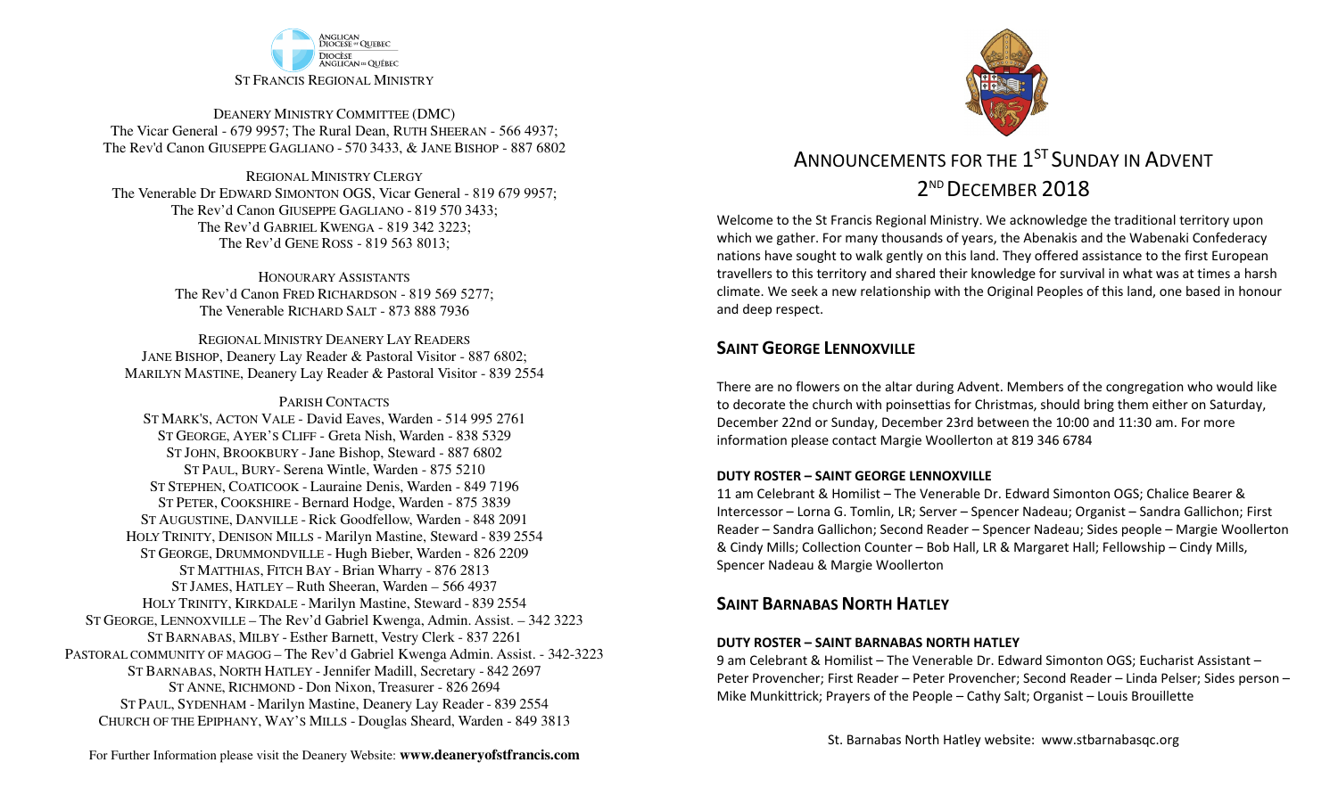ANGLICAN DIOCESE OF QUEBEC
DIOCÈSE ANGLICAN DU QUÉBEC

ST FRANCIS REGIONAL MINISTRY

DEANERY MINISTRY COMMITTEE (DMC)
The Vicar General - 679 9957; The Rural Dean, RUTH SHEERAN - 566 4937;
The Rev'd Canon GIUSEPPE GAGLIANO - 570 3433, & JANE BISHOP - 887 6802

REGIONAL MINISTRY CLERGY
The Venerable Dr EDWARD SIMONTON OGS, Vicar General - 819 679 9957;
The Rev'd Canon GIUSEPPE GAGLIANO - 819 570 3433;
The Rev'd GABRIEL KWENGA - 819 342 3223;
The Rev'd GENE ROSS - 819 563 8013;

HONOURARY ASSISTANTS
The Rev'd Canon FRED RICHARDSON - 819 569 5277;
The Venerable RICHARD SALT - 873 888 7936

REGIONAL MINISTRY DEANERY LAY READERS
JANE BISHOP, Deanery Lay Reader & Pastoral Visitor - 887 6802;
MARILYN MASTINE, Deanery Lay Reader & Pastoral Visitor - 839 2554

PARISH CONTACTS
ST MARK'S, ACTON VALE - David Eaves, Warden - 514 995 2761
ST GEORGE, AYER'S CLIFF - Greta Nish, Warden - 838 5329
ST JOHN, BROOKBURY - Jane Bishop, Steward - 887 6802
ST PAUL, BURY- Serena Wintle, Warden - 875 5210
ST STEPHEN, COATICOOK - Lauraine Denis, Warden - 849 7196
ST PETER, COOKSHIRE - Bernard Hodge, Warden - 875 3839
ST AUGUSTINE, DANVILLE - Rick Goodfellow, Warden - 848 2091
HOLY TRINITY, DENISON MILLS - Marilyn Mastine, Steward - 839 2554
ST GEORGE, DRUMMONDVILLE - Hugh Bieber, Warden - 826 2209
ST MATTHIAS, FITCH BAY - Brian Wharry - 876 2813
ST JAMES, HATLEY – Ruth Sheeran, Warden – 566 4937
HOLY TRINITY, KIRKDALE - Marilyn Mastine, Steward - 839 2554
ST GEORGE, LENNOXVILLE – The Rev'd Gabriel Kwenga, Admin. Assist. – 342 3223
ST BARNABAS, MILBY - Esther Barnett, Vestry Clerk - 837 2261
PASTORAL COMMUNITY OF MAGOG – The Rev'd Gabriel Kwenga Admin. Assist. - 342-3223
ST BARNABAS, NORTH HATLEY - Jennifer Madill, Secretary - 842 2697
ST ANNE, RICHMOND - Don Nixon, Treasurer - 826 2694
ST PAUL, SYDENHAM - Marilyn Mastine, Deanery Lay Reader - 839 2554
CHURCH OF THE EPIPHANY, WAY'S MILLS - Douglas Sheard, Warden - 849 3813

For Further Information please visit the Deanery Website: **www.deaneryofstfrancis.com**

# ANNOUNCEMENTS FOR THE 1ST SUNDAY IN ADVENT 2ND DECEMBER 2018

Welcome to the St Francis Regional Ministry. We acknowledge the traditional territory upon which we gather. For many thousands of years, the Abenakis and the Wabenaki Confederacy nations have sought to walk gently on this land. They offered assistance to the first European travellers to this territory and shared their knowledge for survival in what was at times a harsh climate. We seek a new relationship with the Original Peoples of this land, one based in honour and deep respect.

## SAINT GEORGE LENNOXVILLE

There are no flowers on the altar during Advent. Members of the congregation who would like to decorate the church with poinsettias for Christmas, should bring them either on Saturday, December 22nd or Sunday, December 23rd between the 10:00 and 11:30 am. For more information please contact Margie Woollerton at 819 346 6784

### DUTY ROSTER – SAINT GEORGE LENNOXVILLE

11 am Celebrant & Homilist – The Venerable Dr. Edward Simonton OGS; Chalice Bearer & Intercessor – Lorna G. Tomlin, LR; Server – Spencer Nadeau; Organist – Sandra Gallichon; First Reader – Sandra Gallichon; Second Reader – Spencer Nadeau; Sides people – Margie Woollerton & Cindy Mills; Collection Counter – Bob Hall, LR & Margaret Hall; Fellowship – Cindy Mills, Spencer Nadeau & Margie Woollerton

## SAINT BARNABAS NORTH HATLEY

### DUTY ROSTER – SAINT BARNABAS NORTH HATLEY

9 am Celebrant & Homilist – The Venerable Dr. Edward Simonton OGS; Eucharist Assistant – Peter Provencher; First Reader – Peter Provencher; Second Reader – Linda Pelser; Sides person – Mike Munkittrick; Prayers of the People – Cathy Salt; Organist – Louis Brouillette

St. Barnabas North Hatley website: www.stbarnabasqc.org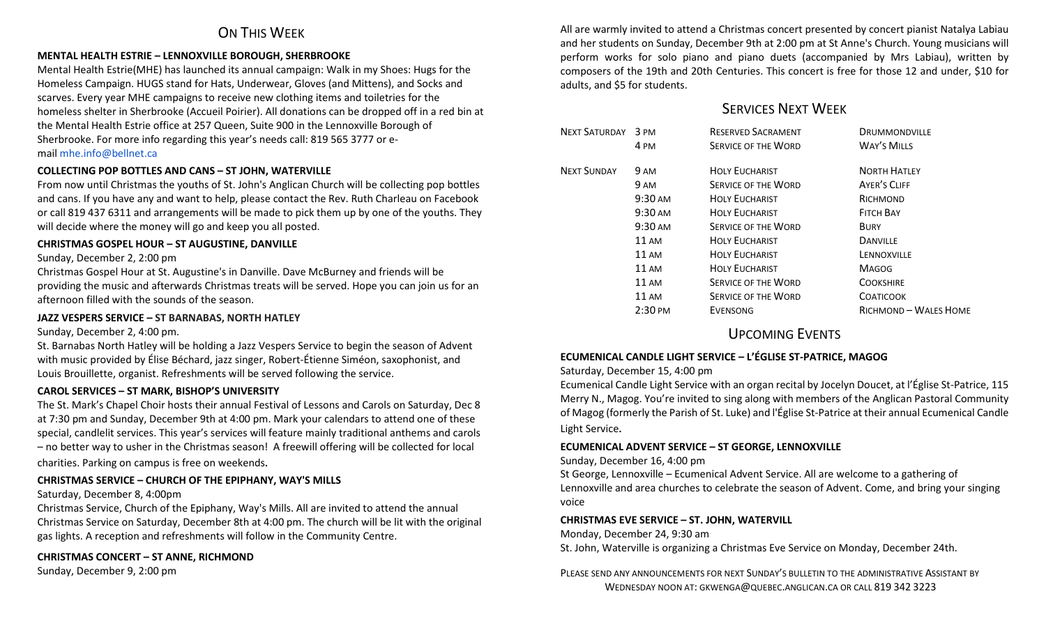## On This Week

### MENTAL HEALTH ESTRIE – LENNOXVILLE BOROUGH, SHERBROOKE

Mental Health Estrie(MHE) has launched its annual campaign: Walk in my Shoes: Hugs for the Homeless Campaign. HUGS stand for Hats, Underwear, Gloves (and Mittens), and Socks and scarves. Every year MHE campaigns to receive new clothing items and toiletries for the homeless shelter in Sherbrooke (Accueil Poirier). All donations can be dropped off in a red bin at the Mental Health Estrie office at 257 Queen, Suite 900 in the Lennoxville Borough of Sherbrooke. For more info regarding this year's needs call: 819 565 3777 or e-mail mhe.info@bellnet.ca

### COLLECTING POP BOTTLES AND CANS – ST JOHN, WATERVILLE

From now until Christmas the youths of St. John's Anglican Church will be collecting pop bottles and cans. If you have any and want to help, please contact the Rev. Ruth Charleau on Facebook or call 819 437 6311 and arrangements will be made to pick them up by one of the youths. They will decide where the money will go and keep you all posted.

### CHRISTMAS GOSPEL HOUR – ST AUGUSTINE, DANVILLE

Sunday, December 2, 2:00 pm

Christmas Gospel Hour at St. Augustine's in Danville. Dave McBurney and friends will be providing the music and afterwards Christmas treats will be served. Hope you can join us for an afternoon filled with the sounds of the season.

### JAZZ VESPERS SERVICE – ST BARNABAS, NORTH HATLEY

Sunday, December 2, 4:00 pm.

St. Barnabas North Hatley will be holding a Jazz Vespers Service to begin the season of Advent with music provided by Élise Béchard, jazz singer, Robert-Étienne Siméon, saxophonist, and Louis Brouillette, organist. Refreshments will be served following the service.

### CAROL SERVICES – ST MARK, BISHOP'S UNIVERSITY

The St. Mark's Chapel Choir hosts their annual Festival of Lessons and Carols on Saturday, Dec 8 at 7:30 pm and Sunday, December 9th at 4:00 pm. Mark your calendars to attend one of these special, candlelit services. This year's services will feature mainly traditional anthems and carols – no better way to usher in the Christmas season! A freewill offering will be collected for local charities. Parking on campus is free on weekends.

### CHRISTMAS SERVICE – CHURCH OF THE EPIPHANY, WAY'S MILLS

Saturday, December 8, 4:00pm

Christmas Service, Church of the Epiphany, Way's Mills. All are invited to attend the annual Christmas Service on Saturday, December 8th at 4:00 pm. The church will be lit with the original gas lights. A reception and refreshments will follow in the Community Centre.

### CHRISTMAS CONCERT – ST ANNE, RICHMOND

Sunday, December 9, 2:00 pm

All are warmly invited to attend a Christmas concert presented by concert pianist Natalya Labiau and her students on Sunday, December 9th at 2:00 pm at St Anne's Church. Young musicians will perform works for solo piano and piano duets (accompanied by Mrs Labiau), written by composers of the 19th and 20th Centuries. This concert is free for those 12 and under, $10 for adults, and $5 for students.

## Services Next Week

| | | | |
|---|---|---|---|
| Next Saturday | 3 PM | Reserved Sacrament | Drummondville |
| | 4 PM | Service of the Word | Way's Mills |
| Next Sunday | 9 AM | Holy Eucharist | North Hatley |
| | 9 AM | Service of the Word | Ayer's Cliff |
| | 9:30 AM | Holy Eucharist | Richmond |
| | 9:30 AM | Holy Eucharist | Fitch Bay |
| | 9:30 AM | Service of the Word | Bury |
| | 11 AM | Holy Eucharist | Danville |
| | 11 AM | Holy Eucharist | Lennoxville |
| | 11 AM | Holy Eucharist | Magog |
| | 11 AM | Service of the Word | Cookshire |
| | 11 AM | Service of the Word | Coaticook |
| | 2:30 PM | Evensong | Richmond – Wales Home |

## Upcoming Events

### ECUMENICAL CANDLE LIGHT SERVICE – L'ÉGLISE ST-PATRICE, MAGOG

Saturday, December 15, 4:00 pm

Ecumenical Candle Light Service with an organ recital by Jocelyn Doucet, at l'Église St-Patrice, 115 Merry N., Magog. You're invited to sing along with members of the Anglican Pastoral Community of Magog (formerly the Parish of St. Luke) and l'Église St-Patrice at their annual Ecumenical Candle Light Service.

### ECUMENICAL ADVENT SERVICE – ST GEORGE, LENNOXVILLE

Sunday, December 16, 4:00 pm

St George, Lennoxville – Ecumenical Advent Service. All are welcome to a gathering of Lennoxville and area churches to celebrate the season of Advent. Come, and bring your singing voice

### CHRISTMAS EVE SERVICE – ST. JOHN, WATERVILL

Monday, December 24, 9:30 am

St. John, Waterville is organizing a Christmas Eve Service on Monday, December 24th.

Please send any announcements for next Sunday's bulletin to the administrative Assistant by Wednesday noon at: gkwenga@quebec.anglican.ca or call 819 342 3223